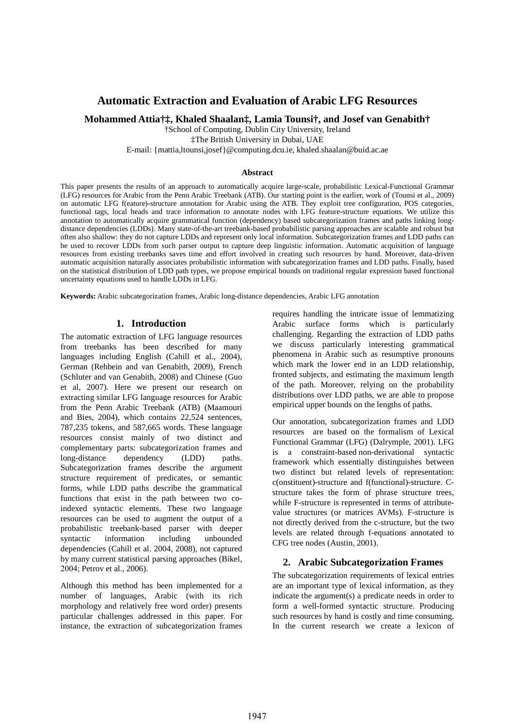# Automatic Extraction and Evaluation of Arabic LFG Resources

**Mohammed Attia†‡, Khaled Shaalan‡, Lamia Tounsi†, and Josef van Genabith†**

†School of Computing, Dublin City University, Ireland
‡The British University in Dubai, UAE
E-mail: {mattia,ltounsi,josef}@computing.dcu.ie, khaled.shaalan@buid.ac.ae

### Abstract

This paper presents the results of an approach to automatically acquire large-scale, probabilistic Lexical-Functional Grammar (LFG) resources for Arabic from the Penn Arabic Treebank (ATB). Our starting point is the earlier, work of (Tounsi et al., 2009) on automatic LFG f(eature)-structure annotation for Arabic using the ATB. They exploit tree configuration, POS categories, functional tags, local heads and trace information to annotate nodes with LFG feature-structure equations. We utilize this annotation to automatically acquire grammatical function (dependency) based subcategorization frames and paths linking long-distance dependencies (LDDs). Many state-of-the-art treebank-based probabilistic parsing approaches are scalable and robust but often also shallow: they do not capture LDDs and represent only local information. Subcategorization frames and LDD paths can be used to recover LDDs from such parser output to capture deep linguistic information. Automatic acquisition of language resources from existing treebanks saves time and effort involved in creating such resources by hand. Moreover, data-driven automatic acquisition naturally associates probabilistic information with subcategorization frames and LDD paths. Finally, based on the statistical distribution of LDD path types, we propose empirical bounds on traditional regular expression based functional uncertainty equations used to handle LDDs in LFG.

**Keywords:** Arabic subcategorization frames, Arabic long-distance dependencies, Arabic LFG annotation

## 1. Introduction

The automatic extraction of LFG language resources from treebanks has been described for many languages including English (Cahill et al., 2004), German (Rehbein and van Genabith, 2009), French (Schluter and van Genabith, 2008) and Chinese (Guo et al, 2007). Here we present our research on extracting similar LFG language resources for Arabic from the Penn Arabic Treebank (ATB) (Maamouri and Bies, 2004), which contains 22,524 sentences, 787,235 tokens, and 587,665 words. These language resources consist mainly of two distinct and complementary parts: subcategorization frames and long-distance dependency (LDD) paths. Subcategorization frames describe the argument structure requirement of predicates, or semantic forms, while LDD paths describe the grammatical functions that exist in the path between two co-indexed syntactic elements. These two language resources can be used to augment the output of a probabilistic treebank-based parser with deeper syntactic information including unbounded dependencies (Cahill et al. 2004, 2008), not captured by many current statistical parsing approaches (Bikel, 2004; Petrov et al., 2006).

Although this method has been implemented for a number of languages, Arabic (with its rich morphology and relatively free word order) presents particular challenges addressed in this paper. For instance, the extraction of subcategorization frames requires handling the intricate issue of lemmatizing Arabic surface forms which is particularly challenging. Regarding the extraction of LDD paths we discuss particularly interesting grammatical phenomena in Arabic such as resumptive pronouns which mark the lower end in an LDD relationship, fronted subjects, and estimating the maximum length of the path. Moreover, relying on the probability distributions over LDD paths, we are able to propose empirical upper bounds on the lengths of paths.

Our annotation, subcategorization frames and LDD resources are based on the formalism of Lexical Functional Grammar (LFG) (Dalrymple, 2001). LFG is a constraint-based non-derivational syntactic framework which essentially distinguishes between two distinct but related levels of representation: c(onstituent)-structure and f(functional)-structure. C-structure takes the form of phrase structure trees, while F-structure is represented in terms of attribute-value structures (or matrices AVMs). F-structure is not directly derived from the c-structure, but the two levels are related through f-equations annotated to CFG tree nodes (Austin, 2001).

## 2. Arabic Subcategorization Frames

The subcategorization requirements of lexical entries are an important type of lexical information, as they indicate the argument(s) a predicate needs in order to form a well-formed syntactic structure. Producing such resources by hand is costly and time consuming. In the current research we create a lexicon of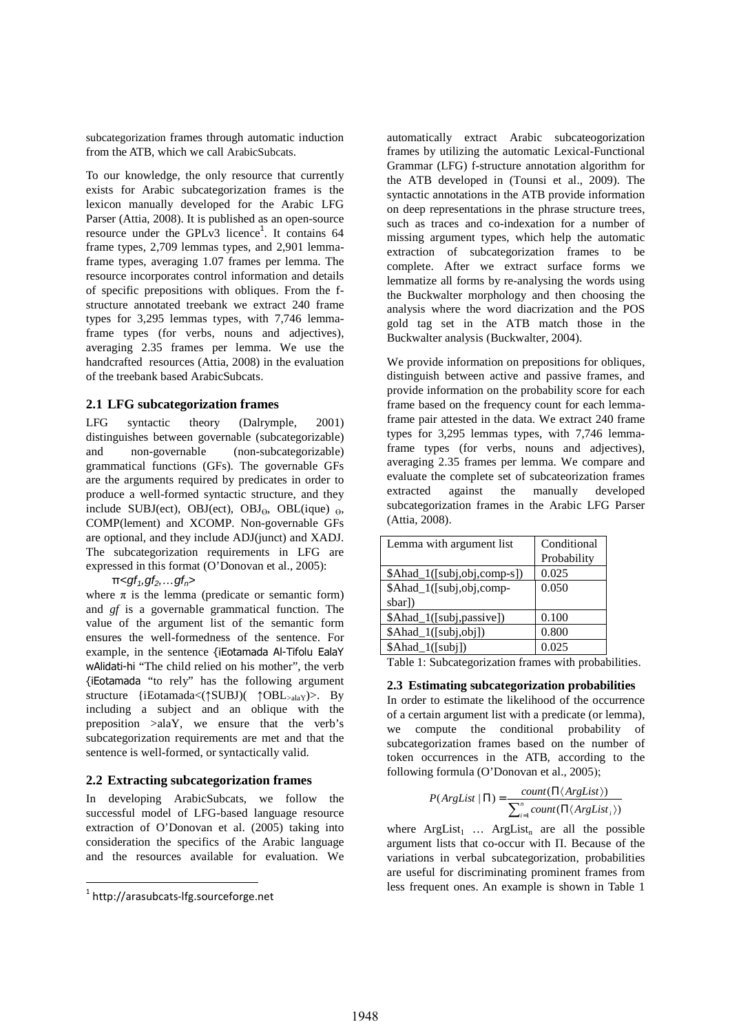subcategorization frames through automatic induction from the ATB, which we call ArabicSubcats.

To our knowledge, the only resource that currently exists for Arabic subcategorization frames is the lexicon manually developed for the Arabic LFG Parser (Attia, 2008). It is published as an open-source resource under the GPLv3 licence[1]. It contains 64 frame types, 2,709 lemmas types, and 2,901 lemma-frame types, averaging 1.07 frames per lemma. The resource incorporates control information and details of specific prepositions with obliques. From the f-structure annotated treebank we extract 240 frame types for 3,295 lemmas types, with 7,746 lemma-frame types (for verbs, nouns and adjectives), averaging 2.35 frames per lemma. We use the handcrafted resources (Attia, 2008) in the evaluation of the treebank based ArabicSubcats.

## 2.1 LFG subcategorization frames

LFG syntactic theory (Dalrymple, 2001) distinguishes between governable (subcategorizable) and non-governable (non-subcategorizable) grammatical functions (GFs). The governable GFs are the arguments required by predicates in order to produce a well-formed syntactic structure, and they include SUBJ(ect), OBJ(ect), $OBJ_{\Theta}$, OBL(ique) $_{\Theta}$, COMP(lement) and XCOMP. Non-governable GFs are optional, and they include ADJ(junct) and XADJ. The subcategorization requirements in LFG are expressed in this format (O'Donovan et al., 2005):

$$\pi\langle gf_1, gf_2, \ldots gf_n \rangle$$

where $\pi$ is the lemma (predicate or semantic form) and *gf* is a governable grammatical function. The value of the argument list of the semantic form ensures the well-formedness of the sentence. For example, in the sentence {iEotamada Al-Tifolu EalaY wAlidati-hi "The child relied on his mother", the verb {iEotamada "to rely" has the following argument structure {iEotamada<(↑SUBJ)( ↑$OBL_{>alaY}$)>. By including a subject and an oblique with the preposition >alaY, we ensure that the verb's subcategorization requirements are met and that the sentence is well-formed, or syntactically valid.

## 2.2 Extracting subcategorization frames

In developing ArabicSubcats, we follow the successful model of LFG-based language resource extraction of O'Donovan et al. (2005) taking into consideration the specifics of the Arabic language and the resources available for evaluation. We automatically extract Arabic subcateogorization frames by utilizing the automatic Lexical-Functional Grammar (LFG) f-structure annotation algorithm for the ATB developed in (Tounsi et al., 2009). The syntactic annotations in the ATB provide information on deep representations in the phrase structure trees, such as traces and co-indexation for a number of missing argument types, which help the automatic extraction of subcategorization frames to be complete. After we extract surface forms we lemmatize all forms by re-analysing the words using the Buckwalter morphology and then choosing the analysis where the word diacrization and the POS gold tag set in the ATB match those in the Buckwalter analysis (Buckwalter, 2004).

We provide information on prepositions for obliques, distinguish between active and passive frames, and provide information on the probability score for each frame based on the frequency count for each lemma-frame pair attested in the data. We extract 240 frame types for 3,295 lemmas types, with 7,746 lemma-frame types (for verbs, nouns and adjectives), averaging 2.35 frames per lemma. We compare and evaluate the complete set of subcateorization frames extracted against the manually developed subcategorization frames in the Arabic LFG Parser (Attia, 2008).

| Lemma with argument list | Conditional Probability |
|---|---|
| $Ahad_1([subj,obj,comp-s]) | 0.025 |
| $Ahad_1([subj,obj,comp-sbar]) | 0.050 |
| $Ahad_1([subj,passive]) | 0.100 |
| $Ahad_1([subj,obj]) | 0.800 |
| $Ahad_1([subj]) | 0.025 |

Table 1: Subcategorization frames with probabilities.

## 2.3 Estimating subcategorization probabilities

In order to estimate the likelihood of the occurrence of a certain argument list with a predicate (or lemma), we compute the conditional probability of subcategorization frames based on the number of token occurrences in the ATB, according to the following formula (O'Donovan et al., 2005);

$$P(ArgList \mid \Pi) = \frac{count(\Pi\langle ArgList \rangle)}{\sum_{i=1}^{n} count(\Pi\langle ArgList_i \rangle)}$$

where $ArgList_1$ … $ArgList_n$ are all the possible argument lists that co-occur with Π. Because of the variations in verbal subcategorization, probabilities are useful for discriminating prominent frames from less frequent ones. An example is shown in Table 1

[1] http://arasubcats-lfg.sourceforge.net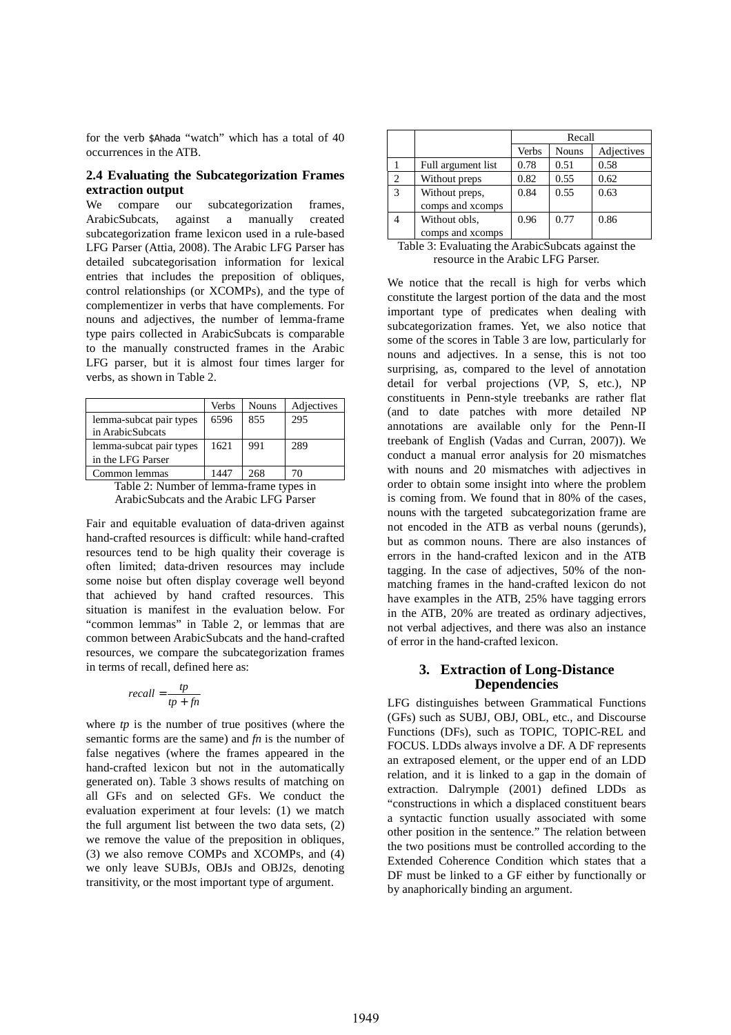for the verb $Ahada "watch" which has a total of 40 occurrences in the ATB.

### 2.4 Evaluating the Subcategorization Frames extraction output

We compare our subcategorization frames, ArabicSubcats, against a manually created subcategorization frame lexicon used in a rule-based LFG Parser (Attia, 2008). The Arabic LFG Parser has detailed subcategorisation information for lexical entries that includes the preposition of obliques, control relationships (or XCOMPs), and the type of complementizer in verbs that have complements. For nouns and adjectives, the number of lemma-frame type pairs collected in ArabicSubcats is comparable to the manually constructed frames in the Arabic LFG parser, but it is almost four times larger for verbs, as shown in Table 2.

| | Verbs | Nouns | Adjectives |
|---|---|---|---|
| lemma-subcat pair types in ArabicSubcats | 6596 | 855 | 295 |
| lemma-subcat pair types in the LFG Parser | 1621 | 991 | 289 |
| Common lemmas | 1447 | 268 | 70 |

Table 2: Number of lemma-frame types in ArabicSubcats and the Arabic LFG Parser

Fair and equitable evaluation of data-driven against hand-crafted resources is difficult: while hand-crafted resources tend to be high quality their coverage is often limited; data-driven resources may include some noise but often display coverage well beyond that achieved by hand crafted resources. This situation is manifest in the evaluation below. For "common lemmas" in Table 2, or lemmas that are common between ArabicSubcats and the hand-crafted resources, we compare the subcategorization frames in terms of recall, defined here as:

$$recall = \frac{tp}{tp + fn}$$

where *tp* is the number of true positives (where the semantic forms are the same) and *fn* is the number of false negatives (where the frames appeared in the hand-crafted lexicon but not in the automatically generated on). Table 3 shows results of matching on all GFs and on selected GFs. We conduct the evaluation experiment at four levels: (1) we match the full argument list between the two data sets, (2) we remove the value of the preposition in obliques, (3) we also remove COMPs and XCOMPs, and (4) we only leave SUBJs, OBJs and OBJ2s, denoting transitivity, or the most important type of argument.

| | | Recall | | |
|---|---|---|---|---|
| | | Verbs | Nouns | Adjectives |
| 1 | Full argument list | 0.78 | 0.51 | 0.58 |
| 2 | Without preps | 0.82 | 0.55 | 0.62 |
| 3 | Without preps, comps and xcomps | 0.84 | 0.55 | 0.63 |
| 4 | Without obls, comps and xcomps | 0.96 | 0.77 | 0.86 |

Table 3: Evaluating the ArabicSubcats against the resource in the Arabic LFG Parser.

We notice that the recall is high for verbs which constitute the largest portion of the data and the most important type of predicates when dealing with subcategorization frames. Yet, we also notice that some of the scores in Table 3 are low, particularly for nouns and adjectives. In a sense, this is not too surprising, as, compared to the level of annotation detail for verbal projections (VP, S, etc.), NP constituents in Penn-style treebanks are rather flat (and to date patches with more detailed NP annotations are available only for the Penn-II treebank of English (Vadas and Curran, 2007)). We conduct a manual error analysis for 20 mismatches with nouns and 20 mismatches with adjectives in order to obtain some insight into where the problem is coming from. We found that in 80% of the cases, nouns with the targeted subcategorization frame are not encoded in the ATB as verbal nouns (gerunds), but as common nouns. There are also instances of errors in the hand-crafted lexicon and in the ATB tagging. In the case of adjectives, 50% of the non-matching frames in the hand-crafted lexicon do not have examples in the ATB, 25% have tagging errors in the ATB, 20% are treated as ordinary adjectives, not verbal adjectives, and there was also an instance of error in the hand-crafted lexicon.

## 3. Extraction of Long-Distance Dependencies

LFG distinguishes between Grammatical Functions (GFs) such as SUBJ, OBJ, OBL, etc., and Discourse Functions (DFs), such as TOPIC, TOPIC-REL and FOCUS. LDDs always involve a DF. A DF represents an extraposed element, or the upper end of an LDD relation, and it is linked to a gap in the domain of extraction. Dalrymple (2001) defined LDDs as "constructions in which a displaced constituent bears a syntactic function usually associated with some other position in the sentence." The relation between the two positions must be controlled according to the Extended Coherence Condition which states that a DF must be linked to a GF either by functionally or by anaphorically binding an argument.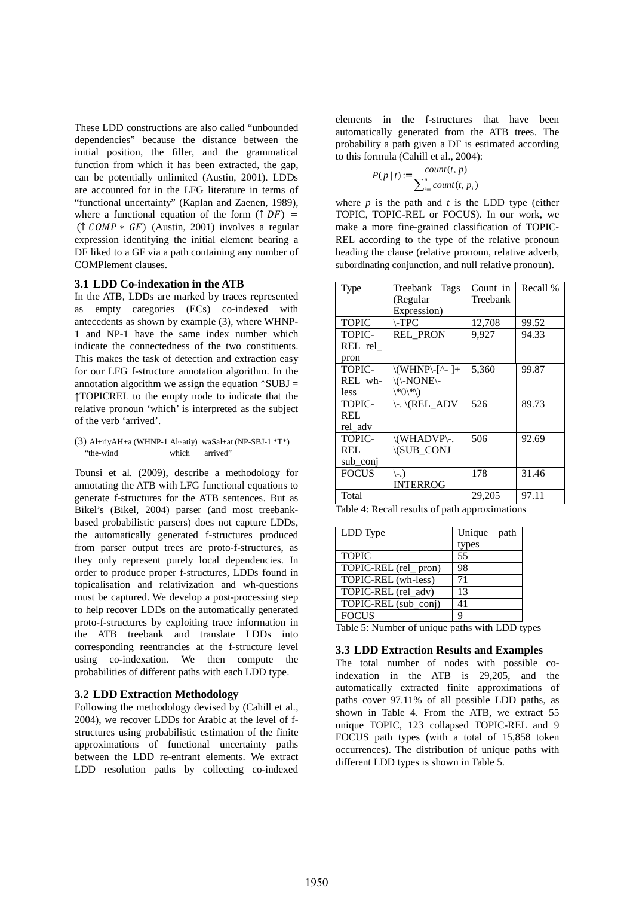These LDD constructions are also called "unbounded dependencies" because the distance between the initial position, the filler, and the grammatical function from which it has been extracted, the gap, can be potentially unlimited (Austin, 2001). LDDs are accounted for in the LFG literature in terms of "functional uncertainty" (Kaplan and Zaenen, 1989), where a functional equation of the form $(\uparrow DF) = (\uparrow COMP * GF)$ (Austin, 2001) involves a regular expression identifying the initial element bearing a DF liked to a GF via a path containing any number of COMPlement clauses.

### 3.1 LDD Co-indexation in the ATB

In the ATB, LDDs are marked by traces represented as empty categories (ECs) co-indexed with antecedents as shown by example (3), where WHNP-1 and NP-1 have the same index number which indicate the connectedness of the two constituents. This makes the task of detection and extraction easy for our LFG f-structure annotation algorithm. In the annotation algorithm we assign the equation ↑SUBJ = ↑TOPICREL to the empty node to indicate that the relative pronoun 'which' is interpreted as the subject of the verb 'arrived'.

(3) Al+riyAH+a (WHNP-1 Al~atiy) waSal+at (NP-SBJ-1 *T*)
"the-wind which arrived"

Tounsi et al. (2009), describe a methodology for annotating the ATB with LFG functional equations to generate f-structures for the ATB sentences. But as Bikel's (Bikel, 2004) parser (and most treebank-based probabilistic parsers) does not capture LDDs, the automatically generated f-structures produced from parser output trees are proto-f-structures, as they only represent purely local dependencies. In order to produce proper f-structures, LDDs found in topicalisation and relativization and wh-questions must be captured. We develop a post-processing step to help recover LDDs on the automatically generated proto-f-structures by exploiting trace information in the ATB treebank and translate LDDs into corresponding reentrancies at the f-structure level using co-indexation. We then compute the probabilities of different paths with each LDD type.

### 3.2 LDD Extraction Methodology

Following the methodology devised by (Cahill et al., 2004), we recover LDDs for Arabic at the level of f-structures using probabilistic estimation of the finite approximations of functional uncertainty paths between the LDD re-entrant elements. We extract LDD resolution paths by collecting co-indexed elements in the f-structures that have been automatically generated from the ATB trees. The probability a path given a DF is estimated according to this formula (Cahill et al., 2004):

$$P(p \mid t) := \frac{count(t, p)}{\sum_{i=1}^{n} count(t, p_i)}$$

where $p$ is the path and $t$ is the LDD type (either TOPIC, TOPIC-REL or FOCUS). In our work, we make a more fine-grained classification of TOPIC-REL according to the type of the relative pronoun heading the clause (relative pronoun, relative adverb, subordinating conjunction, and null relative pronoun).

| Type | Treebank Tags (Regular Expression) | Count in Treebank | Recall % |
|---|---|---|---|
| TOPIC | \-TPC | 12,708 | 99.52 |
| TOPIC-REL rel_pron | REL_PRON | 9,927 | 94.33 |
| TOPIC-REL wh-less | \(WHNP\-[^- ]+ \(\-NONE\- \*0\*\) | 5,360 | 99.87 |
| TOPIC-REL rel_adv | \-. \(REL_ADV | 526 | 89.73 |
| TOPIC-REL sub_conj | \(WHADVP\-. \(SUB_CONJ | 506 | 92.69 |
| FOCUS | \-.) INTERROG_ | 178 | 31.46 |
| Total | | 29,205 | 97.11 |

Table 4: Recall results of path approximations

| LDD Type | Unique path types |
|---|---|
| TOPIC | 55 |
| TOPIC-REL (rel_ pron) | 98 |
| TOPIC-REL (wh-less) | 71 |
| TOPIC-REL (rel_adv) | 13 |
| TOPIC-REL (sub_conj) | 41 |
| FOCUS | 9 |

Table 5: Number of unique paths with LDD types

### 3.3 LDD Extraction Results and Examples

The total number of nodes with possible co-indexation in the ATB is 29,205, and the automatically extracted finite approximations of paths cover 97.11% of all possible LDD paths, as shown in Table 4. From the ATB, we extract 55 unique TOPIC, 123 collapsed TOPIC-REL and 9 FOCUS path types (with a total of 15,858 token occurrences). The distribution of unique paths with different LDD types is shown in Table 5.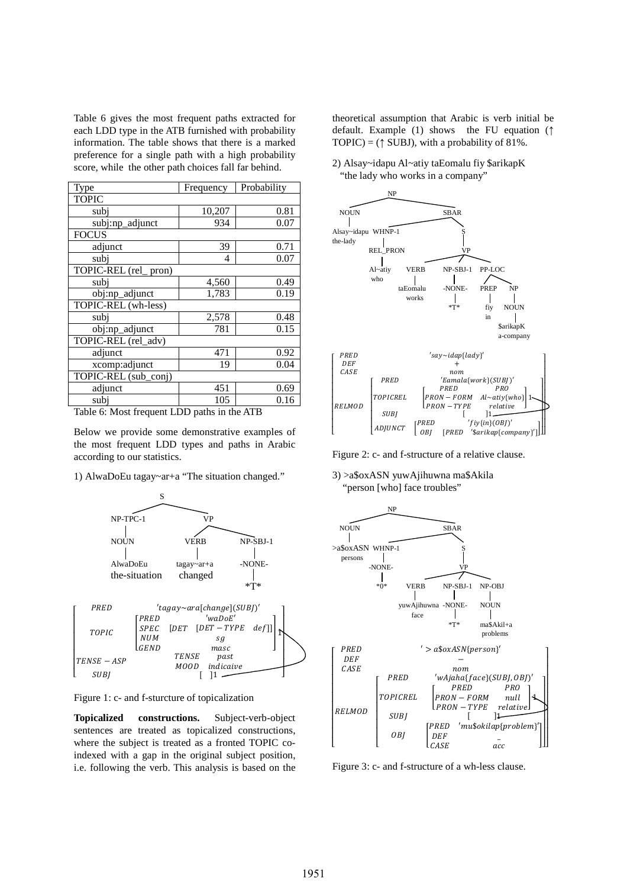Table 6 gives the most frequent paths extracted for each LDD type in the ATB furnished with probability information. The table shows that there is a marked preference for a single path with a high probability score, while the other path choices fall far behind.

| Type | Frequency | Probability |
|---|---|---|
| TOPIC | | |
| subj | 10,207 | 0.81 |
| subj:np_adjunct | 934 | 0.07 |
| FOCUS | | |
| adjunct | 39 | 0.71 |
| subj | 4 | 0.07 |
| TOPIC-REL (rel_ pron) | | |
| subj | 4,560 | 0.49 |
| obj:np_adjunct | 1,783 | 0.19 |
| TOPIC-REL (wh-less) | | |
| subj | 2,578 | 0.48 |
| obj:np_adjunct | 781 | 0.15 |
| TOPIC-REL (rel_adv) | | |
| adjunct | 471 | 0.92 |
| xcomp:adjunct | 19 | 0.04 |
| TOPIC-REL (sub_conj) | | |
| adjunct | 451 | 0.69 |
| subj | 105 | 0.16 |

Table 6: Most frequent LDD paths in the ATB

Below we provide some demonstrative examples of the most frequent LDD types and paths in Arabic according to our statistics.

1) AlwaDoEu tagay~ar+a "The situation changed."

Figure 1: c- and f-sturcture of topicalization

**Topicalized constructions.** Subject-verb-object sentences are treated as topicalized constructions, where the subject is treated as a fronted TOPIC co-indexed with a gap in the original subject position, i.e. following the verb. This analysis is based on the theoretical assumption that Arabic is verb initial be default. Example (1) shows the FU equation (↑ TOPIC) = (↑ SUBJ), with a probability of 81%.

2) Alsay~idapu Al~atiy taEomalu fiy $arikapK "the lady who works in a company"

Figure 2: c- and f-structure of a relative clause.

3) >a$oxASN yuwAjihuwna ma$Akila "person [who] face troubles"

Figure 3: c- and f-structure of a wh-less clause.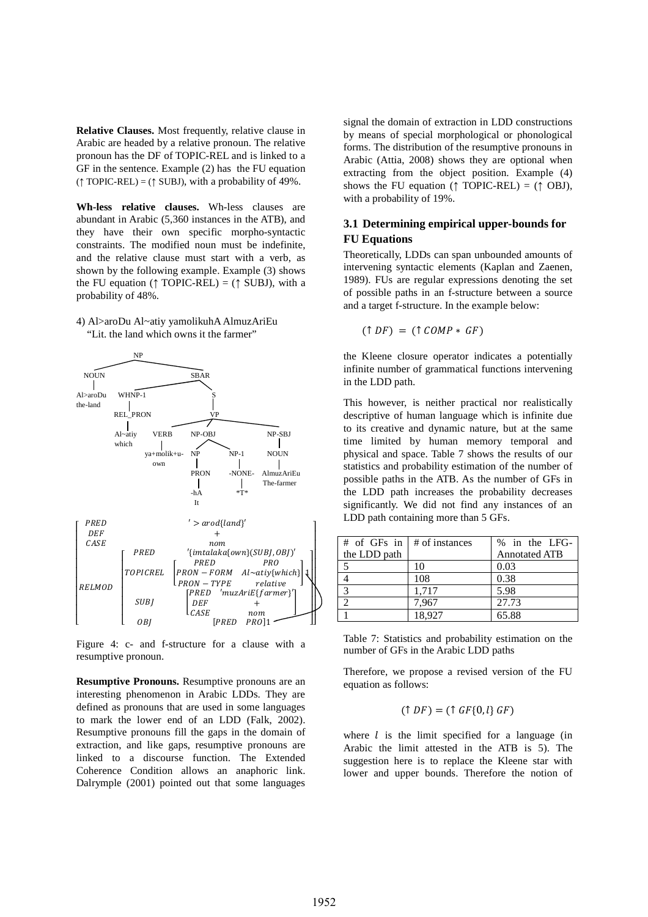**Relative Clauses.** Most frequently, relative clause in Arabic are headed by a relative pronoun. The relative pronoun has the DF of TOPIC-REL and is linked to a GF in the sentence. Example (2) has the FU equation (↑ TOPIC-REL) = (↑ SUBJ), with a probability of 49%.

**Wh-less relative clauses.** Wh-less clauses are abundant in Arabic (5,360 instances in the ATB), and they have their own specific morpho-syntactic constraints. The modified noun must be indefinite, and the relative clause must start with a verb, as shown by the following example. Example (3) shows the FU equation (↑ TOPIC-REL) = (↑ SUBJ), with a probability of 48%.

4) Al>aroDu Al~atiy yamolikuhA AlmuzAriEu
"Lit. the land which owns it the farmer"

Figure 4: c- and f-structure for a clause with a resumptive pronoun.

**Resumptive Pronouns.** Resumptive pronouns are an interesting phenomenon in Arabic LDDs. They are defined as pronouns that are used in some languages to mark the lower end of an LDD (Falk, 2002). Resumptive pronouns fill the gaps in the domain of extraction, and like gaps, resumptive pronouns are linked to a discourse function. The Extended Coherence Condition allows an anaphoric link. Dalrymple (2001) pointed out that some languages signal the domain of extraction in LDD constructions by means of special morphological or phonological forms. The distribution of the resumptive pronouns in Arabic (Attia, 2008) shows they are optional when extracting from the object position. Example (4) shows the FU equation (↑ TOPIC-REL) = (↑ OBJ), with a probability of 19%.

## 3.1 Determining empirical upper-bounds for FU Equations

Theoretically, LDDs can span unbounded amounts of intervening syntactic elements (Kaplan and Zaenen, 1989). FUs are regular expressions denoting the set of possible paths in an f-structure between a source and a target f-structure. In the example below:

$$(\uparrow DF) = (\uparrow COMP * GF)$$

the Kleene closure operator indicates a potentially infinite number of grammatical functions intervening in the LDD path.

This however, is neither practical nor realistically descriptive of human language which is infinite due to its creative and dynamic nature, but at the same time limited by human memory temporal and physical and space. Table 7 shows the results of our statistics and probability estimation of the number of possible paths in the ATB. As the number of GFs in the LDD path increases the probability decreases significantly. We did not find any instances of an LDD path containing more than 5 GFs.

| # of GFs in the LDD path | # of instances | % in the LFG-Annotated ATB |
|---|---|---|
| 5 | 10 | 0.03 |
| 4 | 108 | 0.38 |
| 3 | 1,717 | 5.98 |
| 2 | 7,967 | 27.73 |
| 1 | 18,927 | 65.88 |

Table 7: Statistics and probability estimation on the number of GFs in the Arabic LDD paths

Therefore, we propose a revised version of the FU equation as follows:

$$(\uparrow DF) = (\uparrow GF\{0, l\}\ GF)$$

where $l$ is the limit specified for a language (in Arabic the limit attested in the ATB is 5). The suggestion here is to replace the Kleene star with lower and upper bounds. Therefore the notion of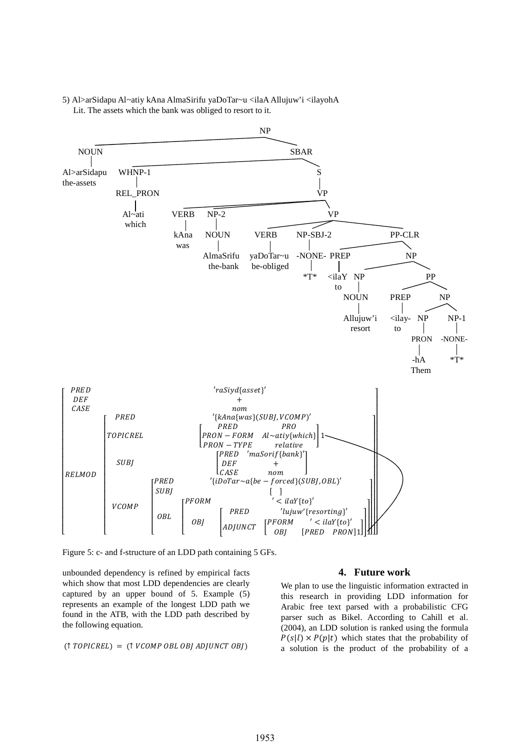5) Al>arSidapu Al~atiy kAna AlmaSirifu yaDoTar~u <ilaA Allujuw'i <ilayohA
Lit. The assets which the bank was obliged to resort to it.

```
NP
├── NOUN
│   └── Al>arSidapu (the-assets)
└── SBAR
    ├── WHNP-1
    │   └── REL_PRON
    │       └── Al~ati (which)
    └── S
        └── VP
            ├── VERB
            │   └── kAna (was)
            ├── NP-2
            │   └── NOUN
            │       └── AlmaSrifu (the-bank)
            └── VP
                ├── VERB
                │   └── yaDoTar~u (be-obliged)
                ├── NP-SBJ-2
                │   └── -NONE-
                │       └── *T*
                └── PP-CLR
                    ├── PREP
                    │   └── <ilaY (to)
                    └── NP
                        ├── NP
                        │   └── NOUN
                        │       └── Allujuw'i (resort)
                        └── PP
                            ├── PREP
                            │   └── <ilay- (to)
                            └── NP
                                ├── NP
                                │   └── PRON
                                │       └── -hA (Them)
                                └── NP-1
                                    └── -NONE-
                                        └── *T*
```

$$
\begin{bmatrix}
PRED & 'raSiyd\{asset\}' \\
DEF & + \\
CASE & nom \\
RELMOD & \begin{bmatrix}
PRED & '\{kAna\{was\}(SUBJ, VCOMP)' \\
TOPICREL & \begin{bmatrix} PRED & PRO \\ PRON-FORM & Al{\sim}atiy\{which\} \\ PRON-TYPE & relative \end{bmatrix}_1 \\
SUBJ & \begin{bmatrix} PRED & 'maSorif\{bank\}' \\ DEF & + \\ CASE & nom \end{bmatrix} \\
VCOMP & \begin{bmatrix}
PRED & '\{iDoTar{\sim}a\{be-forced\}(SUBJ, OBL)' \\
SUBJ & [\ ] \\
OBL & \begin{bmatrix}
PFORM & '<ilaY\{to\}' \\
OBJ & \begin{bmatrix} PRED & 'lujuw'\{resorting\}' \\ ADJUNCT & \begin{bmatrix} PFORM & '<ilaY\{to\}' \\ OBJ & [PRED \quad PRON]_1 \end{bmatrix} \end{bmatrix}
\end{bmatrix}
\end{bmatrix}
\end{bmatrix}
\end{bmatrix}
$$

Figure 5: c- and f-structure of an LDD path containing 5 GFs.

unbounded dependency is refined by empirical facts which show that most LDD dependencies are clearly captured by an upper bound of 5. Example (5) represents an example of the longest LDD path we found in the ATB, with the LDD path described by the following equation.

$$(\uparrow TOPICREL) = (\uparrow VCOMP\ OBL\ OBJ\ ADJUNCT\ OBJ)$$

## 4. Future work

We plan to use the linguistic information extracted in this research in providing LDD information for Arabic free text parsed with a probabilistic CFG parser such as Bikel. According to Cahill et al. (2004), an LDD solution is ranked using the formula $P(s|l) \times P(p|t)$ which states that the probability of a solution is the product of the probability of a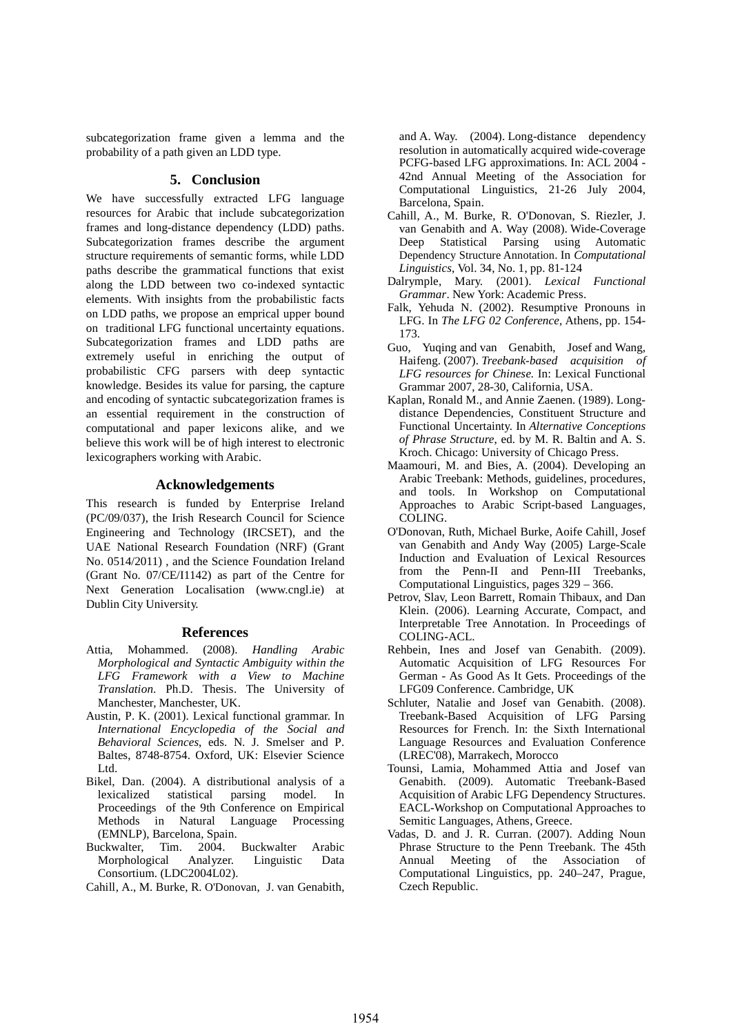subcategorization frame given a lemma and the probability of a path given an LDD type.

## 5. Conclusion

We have successfully extracted LFG language resources for Arabic that include subcategorization frames and long-distance dependency (LDD) paths. Subcategorization frames describe the argument structure requirements of semantic forms, while LDD paths describe the grammatical functions that exist along the LDD between two co-indexed syntactic elements. With insights from the probabilistic facts on LDD paths, we propose an emprical upper bound on traditional LFG functional uncertainty equations. Subcategorization frames and LDD paths are extremely useful in enriching the output of probabilistic CFG parsers with deep syntactic knowledge. Besides its value for parsing, the capture and encoding of syntactic subcategorization frames is an essential requirement in the construction of computational and paper lexicons alike, and we believe this work will be of high interest to electronic lexicographers working with Arabic.

## Acknowledgements

This research is funded by Enterprise Ireland (PC/09/037), the Irish Research Council for Science Engineering and Technology (IRCSET), and the UAE National Research Foundation (NRF) (Grant No. 0514/2011) , and the Science Foundation Ireland (Grant No. 07/CE/I1142) as part of the Centre for Next Generation Localisation (www.cngl.ie) at Dublin City University.

## References

Attia, Mohammed. (2008). *Handling Arabic Morphological and Syntactic Ambiguity within the LFG Framework with a View to Machine Translation.* Ph.D. Thesis. The University of Manchester, Manchester, UK.

Austin, P. K. (2001). Lexical functional grammar. In *International Encyclopedia of the Social and Behavioral Sciences*, eds. N. J. Smelser and P. Baltes, 8748-8754. Oxford, UK: Elsevier Science Ltd.

Bikel, Dan. (2004). A distributional analysis of a lexicalized statistical parsing model. In Proceedings of the 9th Conference on Empirical Methods in Natural Language Processing (EMNLP), Barcelona, Spain.

Buckwalter, Tim. 2004. Buckwalter Arabic Morphological Analyzer. Linguistic Data Consortium. (LDC2004L02).

Cahill, A., M. Burke, R. O'Donovan, J. van Genabith, and A. Way. (2004). Long-distance dependency resolution in automatically acquired wide-coverage PCFG-based LFG approximations. In: ACL 2004 - 42nd Annual Meeting of the Association for Computational Linguistics, 21-26 July 2004, Barcelona, Spain.

Cahill, A., M. Burke, R. O'Donovan, S. Riezler, J. van Genabith and A. Way (2008). Wide-Coverage Deep Statistical Parsing using Automatic Dependency Structure Annotation. In *Computational Linguistics*, Vol. 34, No. 1, pp. 81-124

Dalrymple, Mary. (2001). *Lexical Functional Grammar*. New York: Academic Press.

Falk, Yehuda N. (2002). Resumptive Pronouns in LFG. In *The LFG 02 Conference*, Athens, pp. 154-173.

Guo, Yuqing and van Genabith, Josef and Wang, Haifeng. (2007). *Treebank-based acquisition of LFG resources for Chinese.* In: Lexical Functional Grammar 2007, 28-30, California, USA.

Kaplan, Ronald M., and Annie Zaenen. (1989). Long-distance Dependencies, Constituent Structure and Functional Uncertainty. In *Alternative Conceptions of Phrase Structure*, ed. by M. R. Baltin and A. S. Kroch. Chicago: University of Chicago Press.

Maamouri, M. and Bies, A. (2004). Developing an Arabic Treebank: Methods, guidelines, procedures, and tools. In Workshop on Computational Approaches to Arabic Script-based Languages, COLING.

O'Donovan, Ruth, Michael Burke, Aoife Cahill, Josef van Genabith and Andy Way (2005) Large-Scale Induction and Evaluation of Lexical Resources from the Penn-II and Penn-III Treebanks, Computational Linguistics, pages 329 – 366.

Petrov, Slav, Leon Barrett, Romain Thibaux, and Dan Klein. (2006). Learning Accurate, Compact, and Interpretable Tree Annotation. In Proceedings of COLING-ACL.

Rehbein, Ines and Josef van Genabith. (2009). Automatic Acquisition of LFG Resources For German - As Good As It Gets. Proceedings of the LFG09 Conference. Cambridge, UK

Schluter, Natalie and Josef van Genabith. (2008). Treebank-Based Acquisition of LFG Parsing Resources for French. In: the Sixth International Language Resources and Evaluation Conference (LREC'08), Marrakech, Morocco

Tounsi, Lamia, Mohammed Attia and Josef van Genabith. (2009). Automatic Treebank-Based Acquisition of Arabic LFG Dependency Structures. EACL-Workshop on Computational Approaches to Semitic Languages, Athens, Greece.

Vadas, D. and J. R. Curran. (2007). Adding Noun Phrase Structure to the Penn Treebank. The 45th Annual Meeting of the Association of Computational Linguistics, pp. 240–247, Prague, Czech Republic.